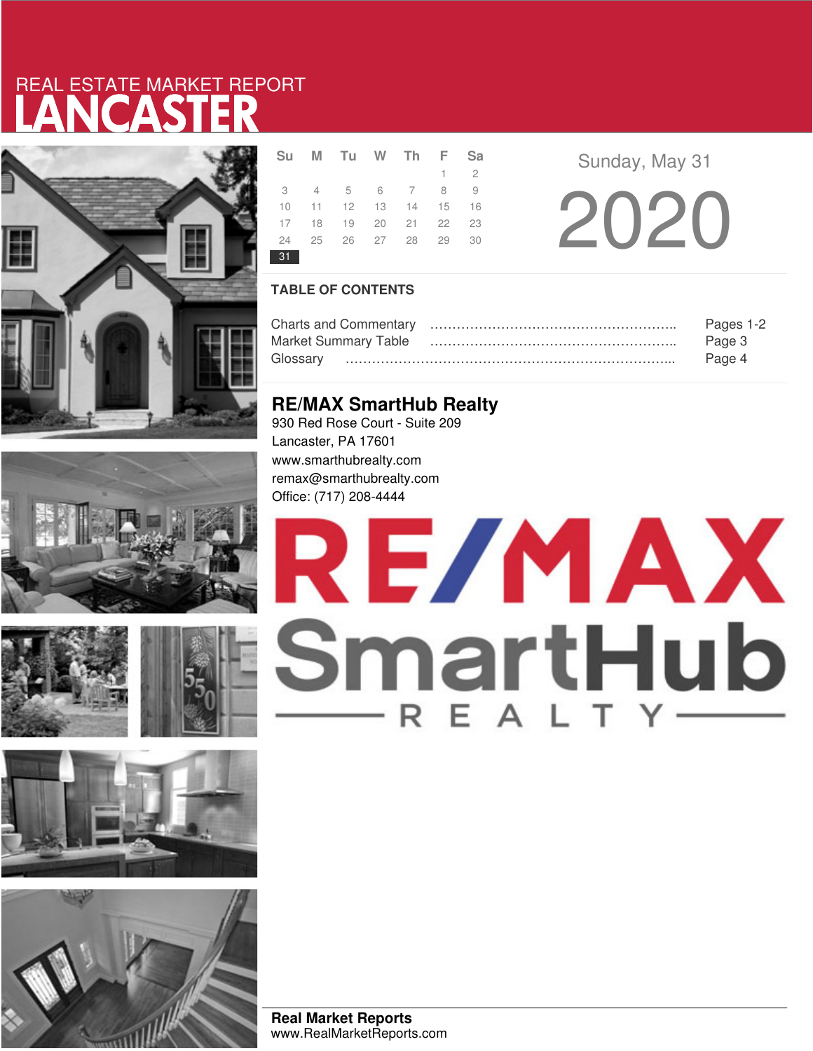REAL ESTATE MARKET REPORT

# LANCASTER

| Su | M | Tu | W | Th | F | Sa |
|---|---|---|---|---|---|---|
| | | | | | 1 | 2 |
| 3 | 4 | 5 | 6 | 7 | 8 | 9 |
| 10 | 11 | 12 | 13 | 14 | 15 | 16 |
| 17 | 18 | 19 | 20 | 21 | 22 | 23 |
| 24 | 25 | 26 | 27 | 28 | 29 | 30 |
| 31 | | | | | | |

Sunday, May 31

2020

## TABLE OF CONTENTS

| | |
|---|---|
| Charts and Commentary | Pages 1-2 |
| Market Summary Table | Page 3 |
| Glossary | Page 4 |

## RE/MAX SmartHub Realty

930 Red Rose Court - Suite 209
Lancaster, PA 17601
www.smarthubrealty.com
remax@smarthubrealty.com
Office: (717) 208-4444

RE/MAX SmartHub REALTY

**Real Market Reports**
www.RealMarketReports.com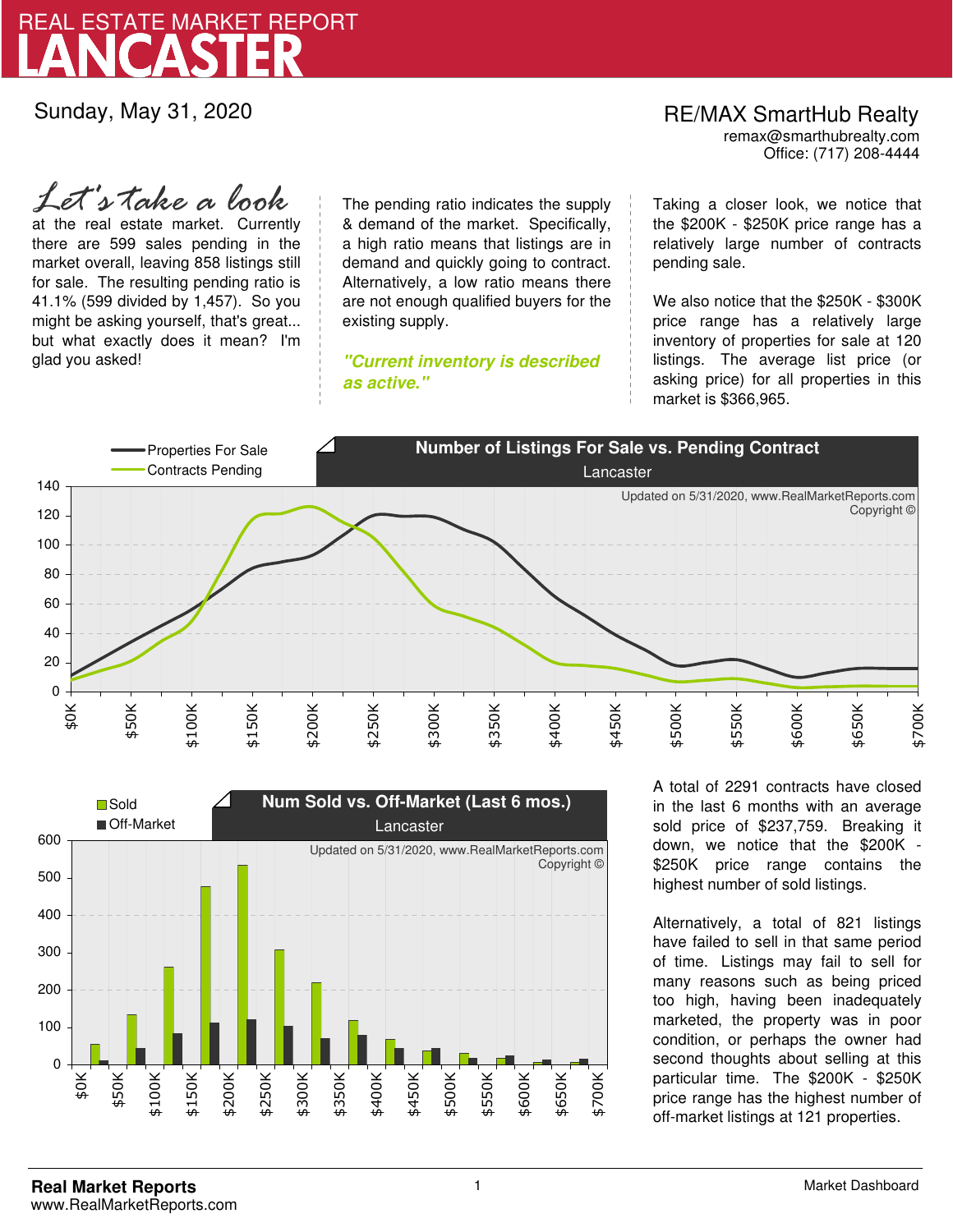# REAL ESTATE MARKET REPORT
# LANCASTER

Sunday, May 31, 2020

RE/MAX SmartHub Realty
remax@smarthubrealty.com
Office: (717) 208-4444

*Let's take a look* at the real estate market. Currently there are 599 sales pending in the market overall, leaving 858 listings still for sale. The resulting pending ratio is 41.1% (599 divided by 1,457). So you might be asking yourself, that's great... but what exactly does it mean? I'm glad you asked!

The pending ratio indicates the supply & demand of the market. Specifically, a high ratio means that listings are in demand and quickly going to contract. Alternatively, a low ratio means there are not enough qualified buyers for the existing supply.

***"Current inventory is described as active."***

Taking a closer look, we notice that the $200K - $250K price range has a relatively large number of contracts pending sale.

We also notice that the $250K - $300K price range has a relatively large inventory of properties for sale at 120 listings. The average list price (or asking price) for all properties in this market is $366,965.

**Number of Listings For Sale vs. Pending Contract**
Lancaster

Updated on 5/31/2020, www.RealMarketReports.com
Copyright ©

**Num Sold vs. Off-Market (Last 6 mos.)**
Lancaster

Updated on 5/31/2020, www.RealMarketReports.com
Copyright ©

A total of 2291 contracts have closed in the last 6 months with an average sold price of $237,759. Breaking it down, we notice that the $200K - $250K price range contains the highest number of sold listings.

Alternatively, a total of 821 listings have failed to sell in that same period of time. Listings may fail to sell for many reasons such as being priced too high, having been inadequately marketed, the property was in poor condition, or perhaps the owner had second thoughts about selling at this particular time. The $200K - $250K price range has the highest number of off-market listings at 121 properties.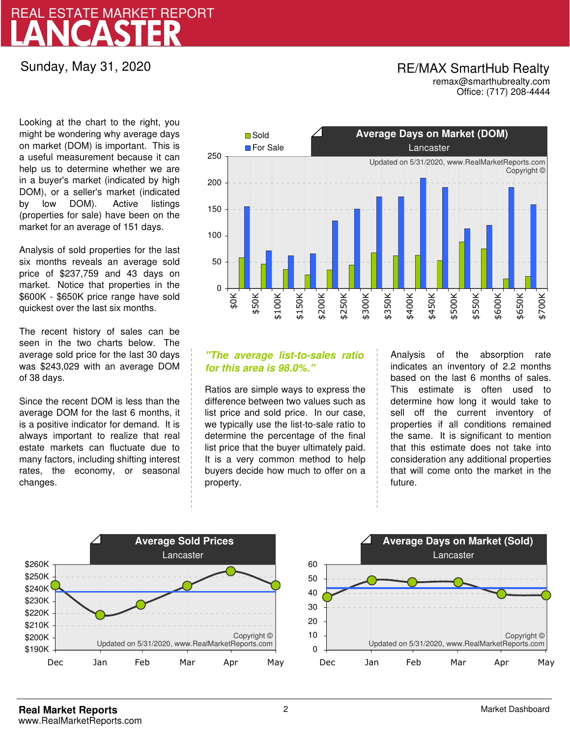# REAL ESTATE MARKET REPORT
# LANCASTER

Sunday, May 31, 2020

RE/MAX SmartHub Realty
remax@smarthubrealty.com
Office: (717) 208-4444

Looking at the chart to the right, you might be wondering why average days on market (DOM) is important. This is a useful measurement because it can help us to determine whether we are in a buyer's market (indicated by high DOM), or a seller's market (indicated by low DOM). Active listings (properties for sale) have been on the market for an average of 151 days.

Analysis of sold properties for the last six months reveals an average sold price of $237,759 and 43 days on market. Notice that properties in the $600K - $650K price range have sold quickest over the last six months.

The recent history of sales can be seen in the two charts below. The average sold price for the last 30 days was $243,029 with an average DOM of 38 days.

Since the recent DOM is less than the average DOM for the last 6 months, it is a positive indicator for demand. It is always important to realize that real estate markets can fluctuate due to many factors, including shifting interest rates, the economy, or seasonal changes.

**Average Days on Market (DOM)**
Lancaster

Updated on 5/31/2020, www.RealMarketReports.com Copyright ©

*"The average list-to-sales ratio for this area is 98.0%."*

Ratios are simple ways to express the difference between two values such as list price and sold price. In our case, we typically use the list-to-sale ratio to determine the percentage of the final list price that the buyer ultimately paid. It is a very common method to help buyers decide how much to offer on a property.

Analysis of the absorption rate indicates an inventory of 2.2 months based on the last 6 months of sales. This estimate is often used to determine how long it would take to sell off the current inventory of properties if all conditions remained the same. It is significant to mention that this estimate does not take into consideration any additional properties that will come onto the market in the future.

**Average Sold Prices**
Lancaster

Copyright ©
Updated on 5/31/2020, www.RealMarketReports.com

**Average Days on Market (Sold)**
Lancaster

Copyright ©
Updated on 5/31/2020, www.RealMarketReports.com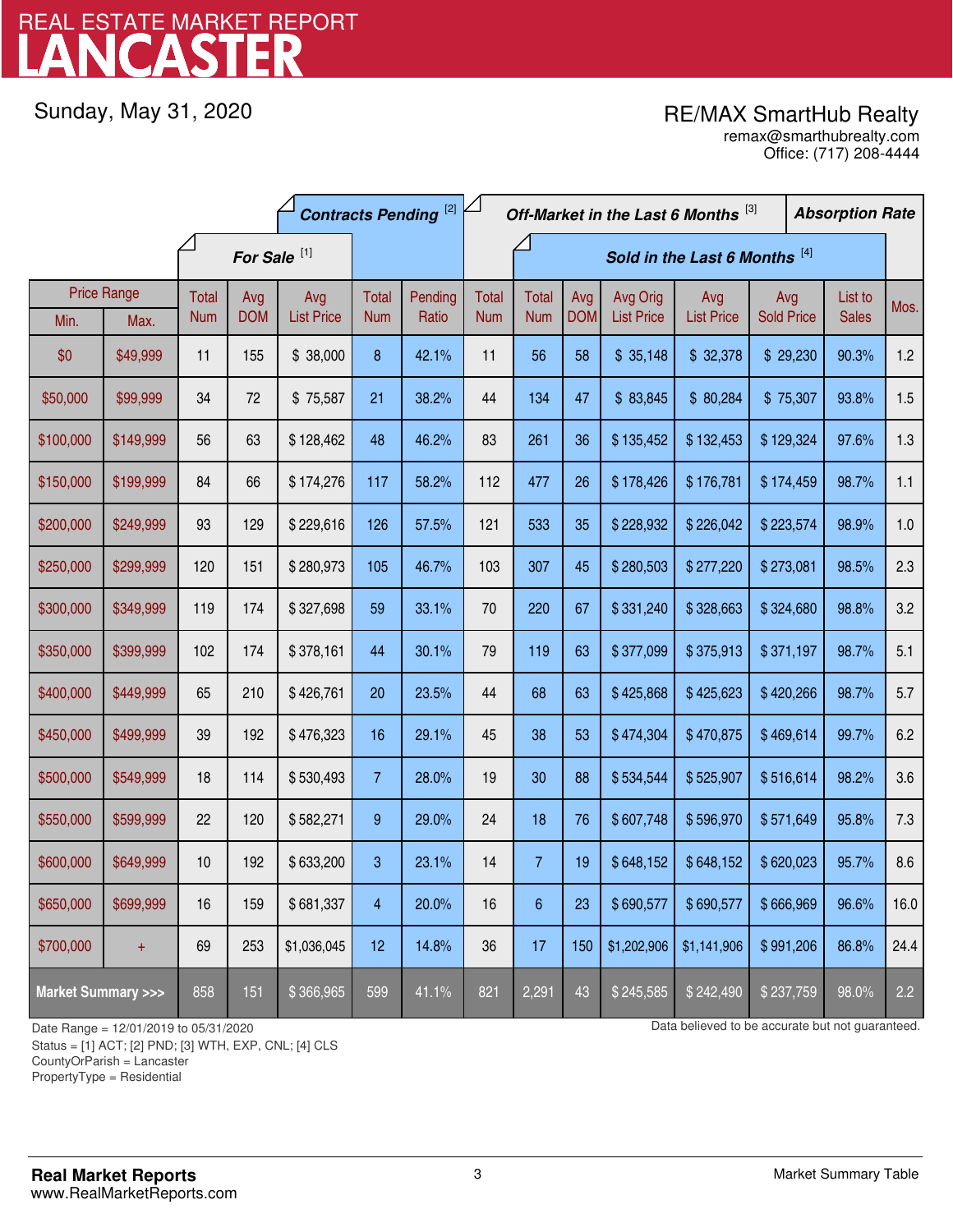# LANCASTER

REAL ESTATE MARKET REPORT

Sunday, May 31, 2020

RE/MAX SmartHub Realty
remax@smarthubrealty.com
Office: (717) 208-4444

| Price Range | | For Sale [1] | | | Contracts Pending [2] | | Off-Market in the Last 6 Months [3] | Sold in the Last 6 Months [4] | | | | | | Absorption Rate |
|---|---|---|---|---|---|---|---|---|---|---|---|---|---|---|
| Min. | Max. | Total Num | Avg DOM | Avg List Price | Total Num | Pending Ratio | Total Num | Total Num | Avg DOM | Avg Orig List Price | Avg List Price | Avg Sold Price | List to Sales | Mos. |
| $0 | $49,999 | 11 | 155 | $ 38,000 | 8 | 42.1% | 11 | 56 | 58 | $ 35,148 | $ 32,378 | $ 29,230 | 90.3% | 1.2 |
| $50,000 | $99,999 | 34 | 72 | $ 75,587 | 21 | 38.2% | 44 | 134 | 47 | $ 83,845 | $ 80,284 | $ 75,307 | 93.8% | 1.5 |
| $100,000 | $149,999 | 56 | 63 | $ 128,462 | 48 | 46.2% | 83 | 261 | 36 | $ 135,452 | $ 132,453 | $ 129,324 | 97.6% | 1.3 |
| $150,000 | $199,999 | 84 | 66 | $ 174,276 | 117 | 58.2% | 112 | 477 | 26 | $ 178,426 | $ 176,781 | $ 174,459 | 98.7% | 1.1 |
| $200,000 | $249,999 | 93 | 129 | $ 229,616 | 126 | 57.5% | 121 | 533 | 35 | $ 228,932 | $ 226,042 | $ 223,574 | 98.9% | 1.0 |
| $250,000 | $299,999 | 120 | 151 | $ 280,973 | 105 | 46.7% | 103 | 307 | 45 | $ 280,503 | $ 277,220 | $ 273,081 | 98.5% | 2.3 |
| $300,000 | $349,999 | 119 | 174 | $ 327,698 | 59 | 33.1% | 70 | 220 | 67 | $ 331,240 | $ 328,663 | $ 324,680 | 98.8% | 3.2 |
| $350,000 | $399,999 | 102 | 174 | $ 378,161 | 44 | 30.1% | 79 | 119 | 63 | $ 377,099 | $ 375,913 | $ 371,197 | 98.7% | 5.1 |
| $400,000 | $449,999 | 65 | 210 | $ 426,761 | 20 | 23.5% | 44 | 68 | 63 | $ 425,868 | $ 425,623 | $ 420,266 | 98.7% | 5.7 |
| $450,000 | $499,999 | 39 | 192 | $ 476,323 | 16 | 29.1% | 45 | 38 | 53 | $ 474,304 | $ 470,875 | $ 469,614 | 99.7% | 6.2 |
| $500,000 | $549,999 | 18 | 114 | $ 530,493 | 7 | 28.0% | 19 | 30 | 88 | $ 534,544 | $ 525,907 | $ 516,614 | 98.2% | 3.6 |
| $550,000 | $599,999 | 22 | 120 | $ 582,271 | 9 | 29.0% | 24 | 18 | 76 | $ 607,748 | $ 596,970 | $ 571,649 | 95.8% | 7.3 |
| $600,000 | $649,999 | 10 | 192 | $ 633,200 | 3 | 23.1% | 14 | 7 | 19 | $ 648,152 | $ 648,152 | $ 620,023 | 95.7% | 8.6 |
| $650,000 | $699,999 | 16 | 159 | $ 681,337 | 4 | 20.0% | 16 | 6 | 23 | $ 690,577 | $ 690,577 | $ 666,969 | 96.6% | 16.0 |
| $700,000 | + | 69 | 253 | $1,036,045 | 12 | 14.8% | 36 | 17 | 150 | $1,202,906 | $1,141,906 | $ 991,206 | 86.8% | 24.4 |
| **Market Summary >>>** | | 858 | 151 | $ 366,965 | 599 | 41.1% | 821 | 2,291 | 43 | $ 245,585 | $ 242,490 | $ 237,759 | 98.0% | 2.2 |

Date Range = 12/01/2019 to 05/31/2020
Status = [1] ACT; [2] PND; [3] WTH, EXP, CNL; [4] CLS
CountyOrParish = Lancaster
PropertyType = Residential

Data believed to be accurate but not guaranteed.

**Real Market Reports**
www.RealMarketReports.com

Market Summary Table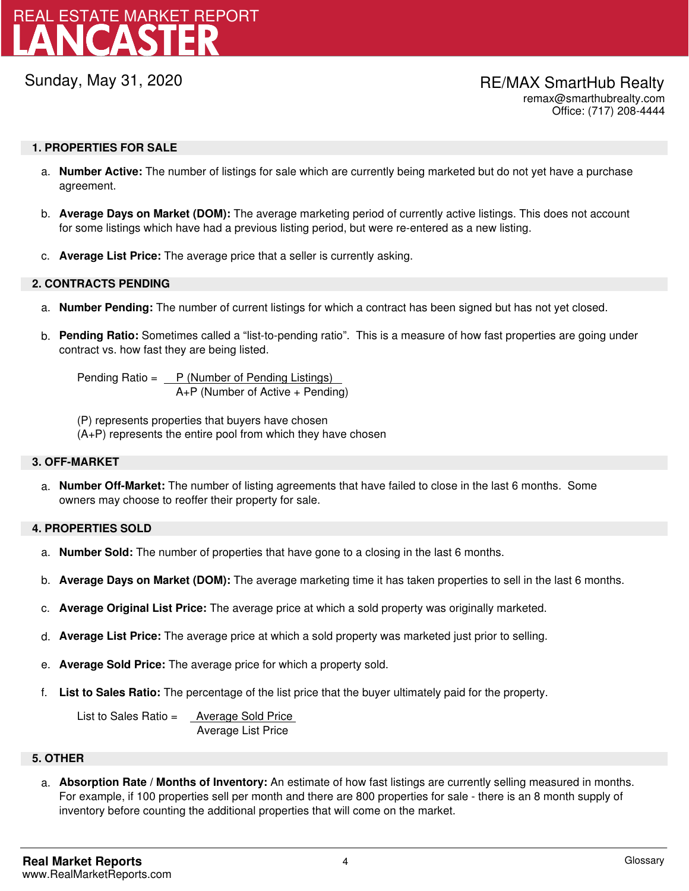# REAL ESTATE MARKET REPORT LANCASTER

Sunday, May 31, 2020

RE/MAX SmartHub Realty
remax@smarthubrealty.com
Office: (717) 208-4444

## 1. PROPERTIES FOR SALE

a. **Number Active:** The number of listings for sale which are currently being marketed but do not yet have a purchase agreement.

b. **Average Days on Market (DOM):** The average marketing period of currently active listings. This does not account for some listings which have had a previous listing period, but were re-entered as a new listing.

c. **Average List Price:** The average price that a seller is currently asking.

## 2. CONTRACTS PENDING

a. **Number Pending:** The number of current listings for which a contract has been signed but has not yet closed.

b. **Pending Ratio:** Sometimes called a "list-to-pending ratio". This is a measure of how fast properties are going under contract vs. how fast they are being listed.

$$\text{Pending Ratio} = \frac{\text{P (Number of Pending Listings)}}{\text{A+P (Number of Active + Pending)}}$$

(P) represents properties that buyers have chosen
(A+P) represents the entire pool from which they have chosen

## 3. OFF-MARKET

a. **Number Off-Market:** The number of listing agreements that have failed to close in the last 6 months. Some owners may choose to reoffer their property for sale.

## 4. PROPERTIES SOLD

a. **Number Sold:** The number of properties that have gone to a closing in the last 6 months.

b. **Average Days on Market (DOM):** The average marketing time it has taken properties to sell in the last 6 months.

c. **Average Original List Price:** The average price at which a sold property was originally marketed.

d. **Average List Price:** The average price at which a sold property was marketed just prior to selling.

e. **Average Sold Price:** The average price for which a property sold.

f. **List to Sales Ratio:** The percentage of the list price that the buyer ultimately paid for the property.

$$\text{List to Sales Ratio} = \frac{\text{Average Sold Price}}{\text{Average List Price}}$$

## 5. OTHER

a. **Absorption Rate / Months of Inventory:** An estimate of how fast listings are currently selling measured in months. For example, if 100 properties sell per month and there are 800 properties for sale - there is an 8 month supply of inventory before counting the additional properties that will come on the market.